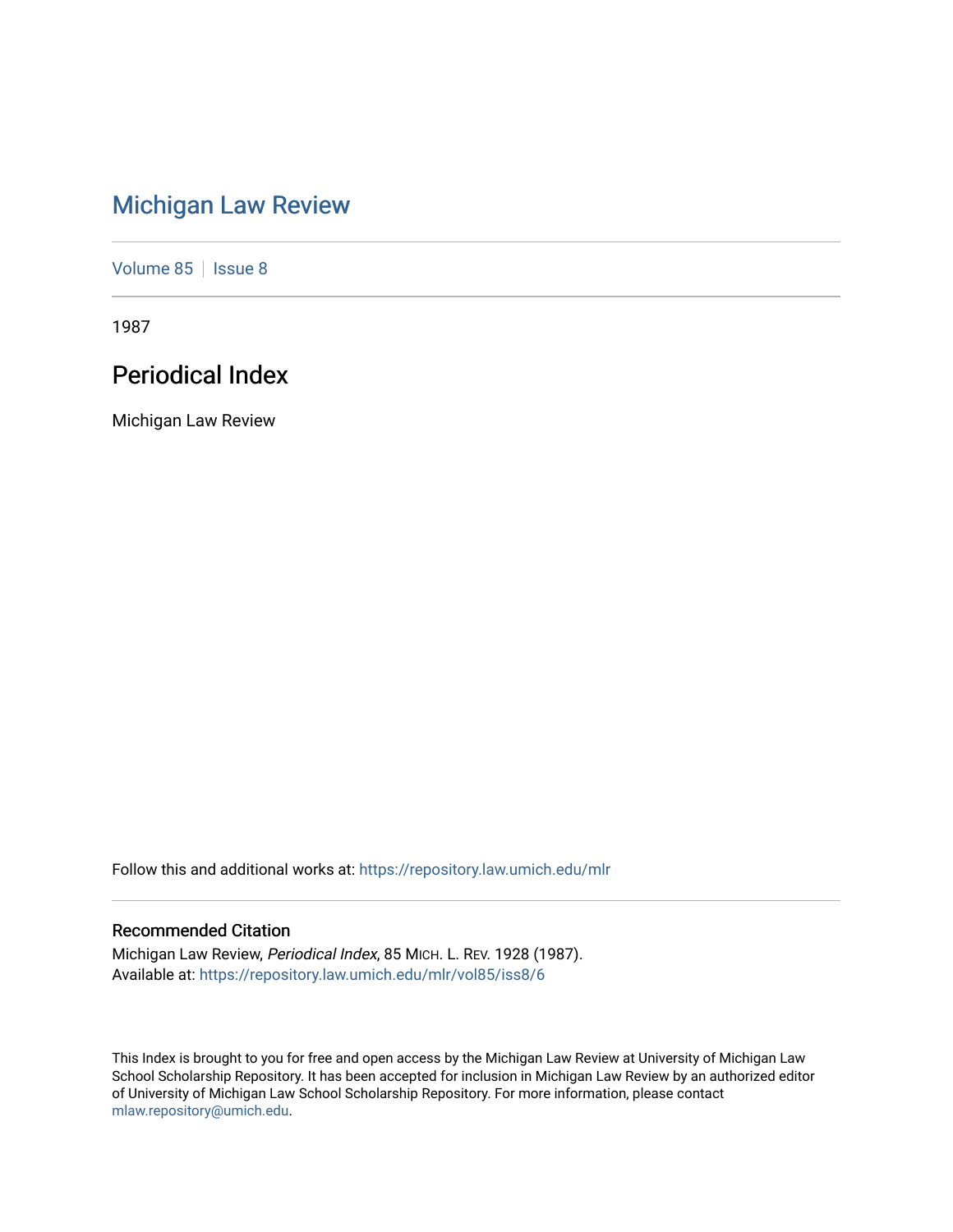# Michigan Law Review

Volume 85 | Issue 8

1987

## Periodical Index

Michigan Law Review

Follow this and additional works at: https://repository.law.umich.edu/mlr

### Recommended Citation

Michigan Law Review, *Periodical Index*, 85 MICH. L. REV. 1928 (1987).
Available at: https://repository.law.umich.edu/mlr/vol85/iss8/6

This Index is brought to you for free and open access by the Michigan Law Review at University of Michigan Law School Scholarship Repository. It has been accepted for inclusion in Michigan Law Review by an authorized editor of University of Michigan Law School Scholarship Repository. For more information, please contact mlaw.repository@umich.edu.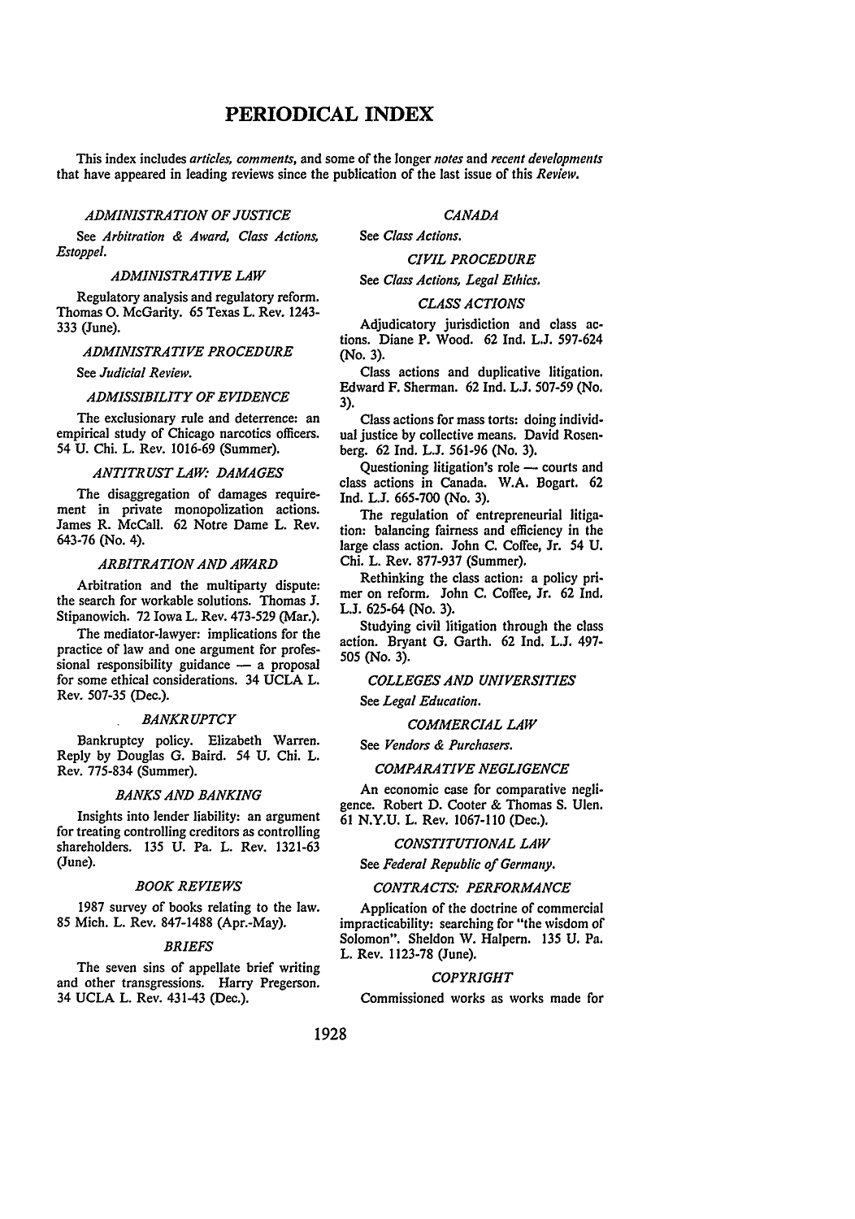# PERIODICAL INDEX

This index includes *articles, comments*, and some of the longer *notes* and *recent developments* that have appeared in leading reviews since the publication of the last issue of this *Review.*

### *ADMINISTRATION OF JUSTICE*

See *Arbitration & Award, Class Actions, Estoppel.*

### *ADMINISTRATIVE LAW*

Regulatory analysis and regulatory reform. Thomas O. McGarity. 65 Texas L. Rev. 1243-333 (June).

### *ADMINISTRATIVE PROCEDURE*

See *Judicial Review.*

### *ADMISSIBILITY OF EVIDENCE*

The exclusionary rule and deterrence: an empirical study of Chicago narcotics officers. 54 U. Chi. L. Rev. 1016-69 (Summer).

### *ANTITRUST LAW: DAMAGES*

The disaggregation of damages requirement in private monopolization actions. James R. McCall. 62 Notre Dame L. Rev. 643-76 (No. 4).

### *ARBITRATION AND AWARD*

Arbitration and the multiparty dispute: the search for workable solutions. Thomas J. Stipanowich. 72 Iowa L. Rev. 473-529 (Mar.).

The mediator-lawyer: implications for the practice of law and one argument for professional responsibility guidance — a proposal for some ethical considerations. 34 UCLA L. Rev. 507-35 (Dec.).

### *BANKRUPTCY*

Bankruptcy policy. Elizabeth Warren. Reply by Douglas G. Baird. 54 U. Chi. L. Rev. 775-834 (Summer).

### *BANKS AND BANKING*

Insights into lender liability: an argument for treating controlling creditors as controlling shareholders. 135 U. Pa. L. Rev. 1321-63 (June).

### *BOOK REVIEWS*

1987 survey of books relating to the law. 85 Mich. L. Rev. 847-1488 (Apr.-May).

### *BRIEFS*

The seven sins of appellate brief writing and other transgressions. Harry Pregerson. 34 UCLA L. Rev. 431-43 (Dec.).

### *CANADA*

See *Class Actions.*

### *CIVIL PROCEDURE*

See *Class Actions, Legal Ethics.*

### *CLASS ACTIONS*

Adjudicatory jurisdiction and class actions. Diane P. Wood. 62 Ind. L.J. 597-624 (No. 3).

Class actions and duplicative litigation. Edward F. Sherman. 62 Ind. L.J. 507-59 (No. 3).

Class actions for mass torts: doing individual justice by collective means. David Rosenberg. 62 Ind. L.J. 561-96 (No. 3).

Questioning litigation's role — courts and class actions in Canada. W.A. Bogart. 62 Ind. L.J. 665-700 (No. 3).

The regulation of entrepreneurial litigation: balancing fairness and efficiency in the large class action. John C. Coffee, Jr. 54 U. Chi. L. Rev. 877-937 (Summer).

Rethinking the class action: a policy primer on reform. John C. Coffee, Jr. 62 Ind. L.J. 625-64 (No. 3).

Studying civil litigation through the class action. Bryant G. Garth. 62 Ind. L.J. 497-505 (No. 3).

### *COLLEGES AND UNIVERSITIES*

See *Legal Education.*

### *COMMERCIAL LAW*

See *Vendors & Purchasers.*

### *COMPARATIVE NEGLIGENCE*

An economic case for comparative negligence. Robert D. Cooter & Thomas S. Ulen. 61 N.Y.U. L. Rev. 1067-110 (Dec.).

### *CONSTITUTIONAL LAW*

See *Federal Republic of Germany.*

### *CONTRACTS: PERFORMANCE*

Application of the doctrine of commercial impracticability: searching for "the wisdom of Solomon". Sheldon W. Halpern. 135 U. Pa. L. Rev. 1123-78 (June).

### *COPYRIGHT*

Commissioned works as works made for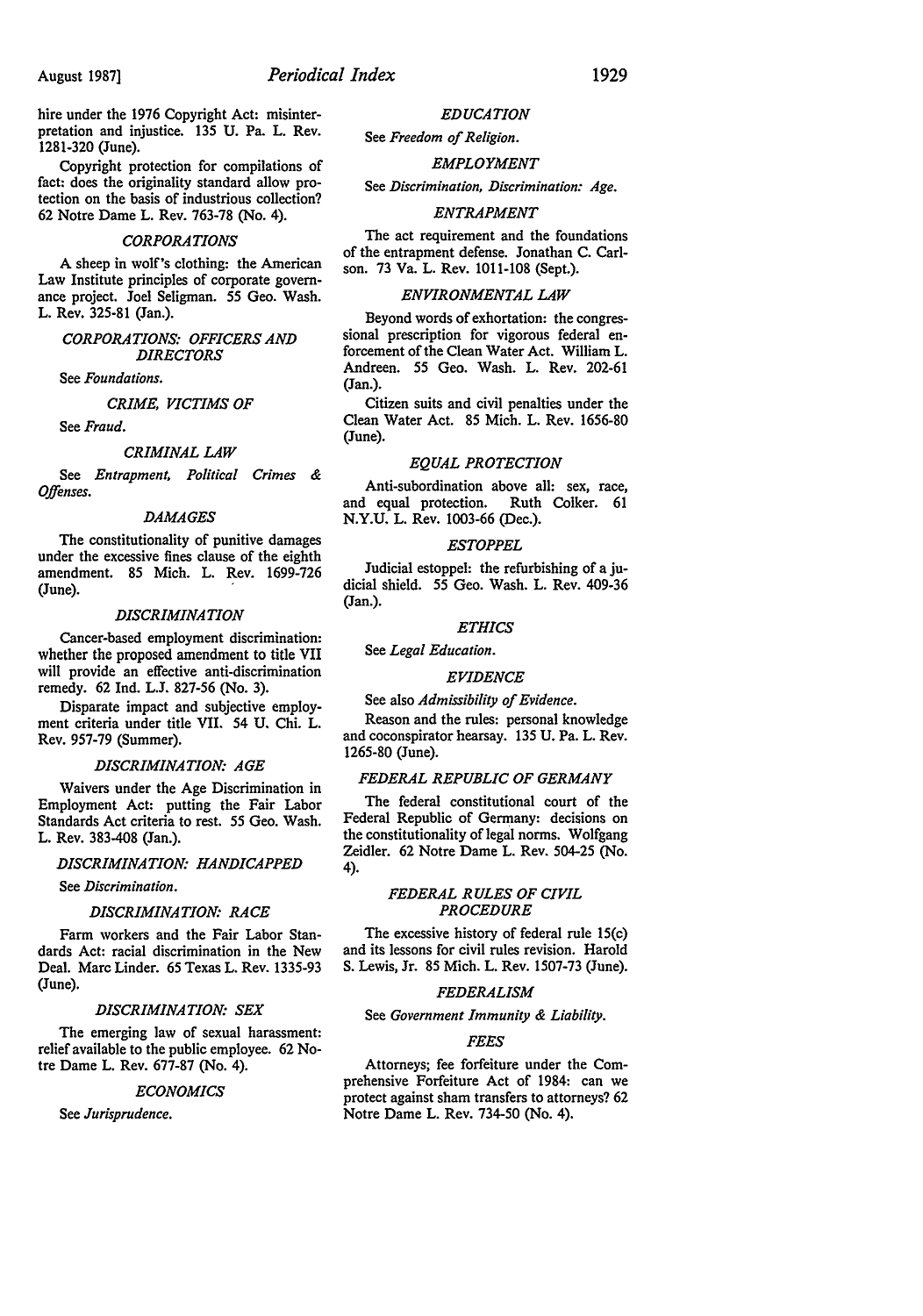hire under the 1976 Copyright Act: misinterpretation and injustice. 135 U. Pa. L. Rev. 1281-320 (June).

Copyright protection for compilations of fact: does the originality standard allow protection on the basis of industrious collection? 62 Notre Dame L. Rev. 763-78 (No. 4).

### *CORPORATIONS*

A sheep in wolf's clothing: the American Law Institute principles of corporate governance project. Joel Seligman. 55 Geo. Wash. L. Rev. 325-81 (Jan.).

### *CORPORATIONS: OFFICERS AND DIRECTORS*

See *Foundations.*

### *CRIME, VICTIMS OF*

See *Fraud.*

### *CRIMINAL LAW*

See *Entrapment, Political Crimes & Offenses.*

### *DAMAGES*

The constitutionality of punitive damages under the excessive fines clause of the eighth amendment. 85 Mich. L. Rev. 1699-726 (June).

### *DISCRIMINATION*

Cancer-based employment discrimination: whether the proposed amendment to title VII will provide an effective anti-discrimination remedy. 62 Ind. L.J. 827-56 (No. 3).

Disparate impact and subjective employment criteria under title VII. 54 U. Chi. L. Rev. 957-79 (Summer).

### *DISCRIMINATION: AGE*

Waivers under the Age Discrimination in Employment Act: putting the Fair Labor Standards Act criteria to rest. 55 Geo. Wash. L. Rev. 383-408 (Jan.).

### *DISCRIMINATION: HANDICAPPED*

See *Discrimination.*

### *DISCRIMINATION: RACE*

Farm workers and the Fair Labor Standards Act: racial discrimination in the New Deal. Marc Linder. 65 Texas L. Rev. 1335-93 (June).

### *DISCRIMINATION: SEX*

The emerging law of sexual harassment: relief available to the public employee. 62 Notre Dame L. Rev. 677-87 (No. 4).

### *ECONOMICS*

See *Jurisprudence.*

### *EDUCATION*

See *Freedom of Religion.*

### *EMPLOYMENT*

See *Discrimination, Discrimination: Age.*

### *ENTRAPMENT*

The act requirement and the foundations of the entrapment defense. Jonathan C. Carlson. 73 Va. L. Rev. 1011-108 (Sept.).

### *ENVIRONMENTAL LAW*

Beyond words of exhortation: the congressional prescription for vigorous federal enforcement of the Clean Water Act. William L. Andreen. 55 Geo. Wash. L. Rev. 202-61 (Jan.).

Citizen suits and civil penalties under the Clean Water Act. 85 Mich. L. Rev. 1656-80 (June).

### *EQUAL PROTECTION*

Anti-subordination above all: sex, race, and equal protection. Ruth Colker. 61 N.Y.U. L. Rev. 1003-66 (Dec.).

### *ESTOPPEL*

Judicial estoppel: the refurbishing of a judicial shield. 55 Geo. Wash. L. Rev. 409-36 (Jan.).

### *ETHICS*

See *Legal Education.*

### *EVIDENCE*

See also *Admissibility of Evidence.*

Reason and the rules: personal knowledge and coconspirator hearsay. 135 U. Pa. L. Rev. 1265-80 (June).

### *FEDERAL REPUBLIC OF GERMANY*

The federal constitutional court of the Federal Republic of Germany: decisions on the constitutionality of legal norms. Wolfgang Zeidler. 62 Notre Dame L. Rev. 504-25 (No. 4).

### *FEDERAL RULES OF CIVIL PROCEDURE*

The excessive history of federal rule 15(c) and its lessons for civil rules revision. Harold S. Lewis, Jr. 85 Mich. L. Rev. 1507-73 (June).

### *FEDERALISM*

See *Government Immunity & Liability.*

### *FEES*

Attorneys; fee forfeiture under the Comprehensive Forfeiture Act of 1984: can we protect against sham transfers to attorneys? 62 Notre Dame L. Rev. 734-50 (No. 4).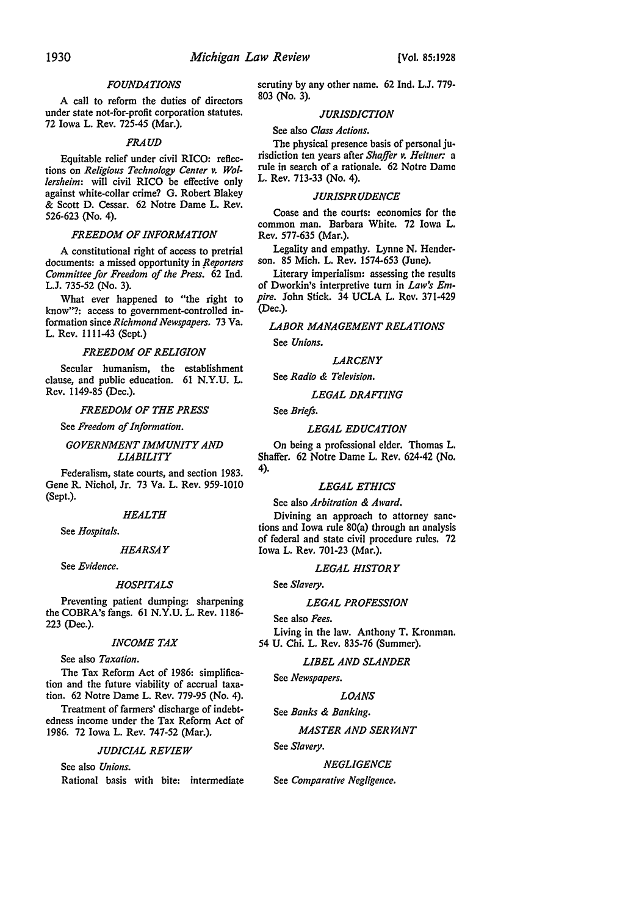### *FOUNDATIONS*

A call to reform the duties of directors under state not-for-profit corporation statutes. 72 Iowa L. Rev. 725-45 (Mar.).

### *FRAUD*

Equitable relief under civil RICO: reflections on *Religious Technology Center v. Wollersheim*: will civil RICO be effective only against white-collar crime? G. Robert Blakey & Scott D. Cessar. 62 Notre Dame L. Rev. 526-623 (No. 4).

### *FREEDOM OF INFORMATION*

A constitutional right of access to pretrial documents: a missed opportunity in *Reporters Committee for Freedom of the Press*. 62 Ind. L.J. 735-52 (No. 3).

What ever happened to "the right to know"?: access to government-controlled information since *Richmond Newspapers*. 73 Va. L. Rev. 1111-43 (Sept.)

### *FREEDOM OF RELIGION*

Secular humanism, the establishment clause, and public education. 61 N.Y.U. L. Rev. 1149-85 (Dec.).

### *FREEDOM OF THE PRESS*

See *Freedom of Information.*

### *GOVERNMENT IMMUNITY AND LIABILITY*

Federalism, state courts, and section 1983. Gene R. Nichol, Jr. 73 Va. L. Rev. 959-1010 (Sept.).

### *HEALTH*

See *Hospitals.*

### *HEARSAY*

See *Evidence.*

### *HOSPITALS*

Preventing patient dumping: sharpening the COBRA's fangs. 61 N.Y.U. L. Rev. 1186-223 (Dec.).

### *INCOME TAX*

See also *Taxation.*

The Tax Reform Act of 1986: simplification and the future viability of accrual taxation. 62 Notre Dame L. Rev. 779-95 (No. 4).

Treatment of farmers' discharge of indebtedness income under the Tax Reform Act of 1986. 72 Iowa L. Rev. 747-52 (Mar.).

### *JUDICIAL REVIEW*

See also *Unions.*

Rational basis with bite: intermediate scrutiny by any other name. 62 Ind. L.J. 779-803 (No. 3).

### *JURISDICTION*

See also *Class Actions.*

The physical presence basis of personal jurisdiction ten years after *Shaffer v. Heitner:* a rule in search of a rationale. 62 Notre Dame L. Rev. 713-33 (No. 4).

### *JURISPRUDENCE*

Coase and the courts: economics for the common man. Barbara White. 72 Iowa L. Rev. 577-635 (Mar.).

Legality and empathy. Lynne N. Henderson. 85 Mich. L. Rev. 1574-653 (June).

Literary imperialism: assessing the results of Dworkin's interpretive turn in *Law's Empire*. John Stick. 34 UCLA L. Rev. 371-429 (Dec.).

### *LABOR MANAGEMENT RELATIONS*

See *Unions.*

### *LARCENY*

See *Radio & Television.*

### *LEGAL DRAFTING*

See *Briefs.*

### *LEGAL EDUCATION*

On being a professional elder. Thomas L. Shaffer. 62 Notre Dame L. Rev. 624-42 (No. 4).

### *LEGAL ETHICS*

See also *Arbitration & Award.*

Divining an approach to attorney sanctions and Iowa rule 80(a) through an analysis of federal and state civil procedure rules. 72 Iowa L. Rev. 701-23 (Mar.).

### *LEGAL HISTORY*

See *Slavery.*

### *LEGAL PROFESSION*

See also *Fees.*

Living in the law. Anthony T. Kronman. 54 U. Chi. L. Rev. 835-76 (Summer).

### *LIBEL AND SLANDER*

See *Newspapers.*

### *LOANS*

See *Banks & Banking.*

### *MASTER AND SERVANT*

See *Slavery.*

### *NEGLIGENCE*

See *Comparative Negligence.*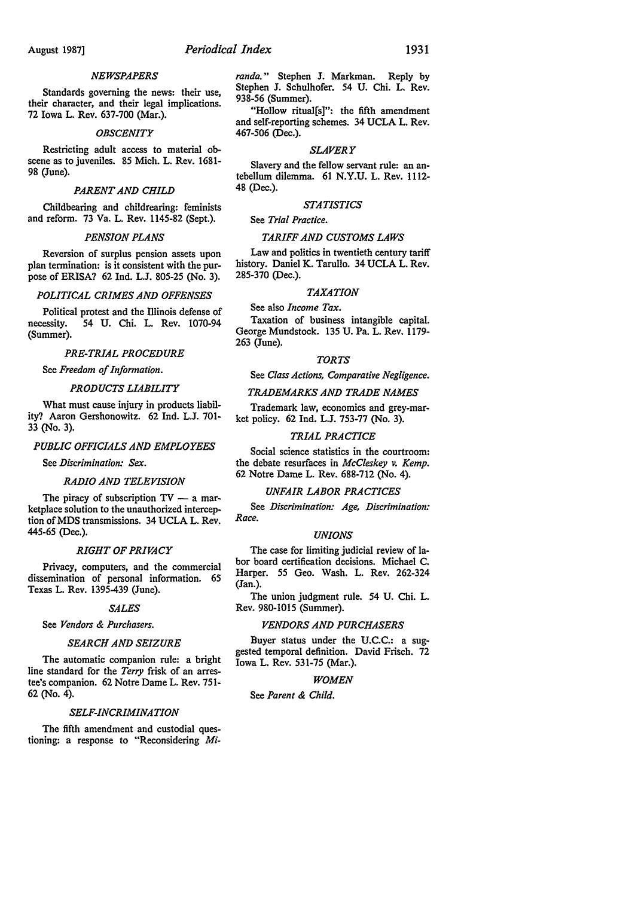### *NEWSPAPERS*

Standards governing the news: their use, their character, and their legal implications. 72 Iowa L. Rev. 637-700 (Mar.).

### *OBSCENITY*

Restricting adult access to material obscene as to juveniles. 85 Mich. L. Rev. 1681-98 (June).

### *PARENT AND CHILD*

Childbearing and childrearing: feminists and reform. 73 Va. L. Rev. 1145-82 (Sept.).

### *PENSION PLANS*

Reversion of surplus pension assets upon plan termination: is it consistent with the purpose of ERISA? 62 Ind. L.J. 805-25 (No. 3).

### *POLITICAL CRIMES AND OFFENSES*

Political protest and the Illinois defense of necessity. 54 U. Chi. L. Rev. 1070-94 (Summer).

### *PRE-TRIAL PROCEDURE*

See *Freedom of Information.*

### *PRODUCTS LIABILITY*

What must cause injury in products liability? Aaron Gershonowitz. 62 Ind. L.J. 701-33 (No. 3).

### *PUBLIC OFFICIALS AND EMPLOYEES*

See *Discrimination: Sex.*

### *RADIO AND TELEVISION*

The piracy of subscription TV — a marketplace solution to the unauthorized interception of MDS transmissions. 34 UCLA L. Rev. 445-65 (Dec.).

### *RIGHT OF PRIVACY*

Privacy, computers, and the commercial dissemination of personal information. 65 Texas L. Rev. 1395-439 (June).

### *SALES*

See *Vendors & Purchasers.*

### *SEARCH AND SEIZURE*

The automatic companion rule: a bright line standard for the *Terry* frisk of an arrestee's companion. 62 Notre Dame L. Rev. 751-62 (No. 4).

### *SELF-INCRIMINATION*

The fifth amendment and custodial questioning: a response to "Reconsidering *Miranda.*" Stephen J. Markman. Reply by Stephen J. Schulhofer. 54 U. Chi. L. Rev. 938-56 (Summer).

"Hollow ritual[s]": the fifth amendment and self-reporting schemes. 34 UCLA L. Rev. 467-506 (Dec.).

### *SLAVERY*

Slavery and the fellow servant rule: an antebellum dilemma. 61 N.Y.U. L. Rev. 1112-48 (Dec.).

### *STATISTICS*

See *Trial Practice.*

### *TARIFF AND CUSTOMS LAWS*

Law and politics in twentieth century tariff history. Daniel K. Tarullo. 34 UCLA L. Rev. 285-370 (Dec.).

### *TAXATION*

See also *Income Tax.*

Taxation of business intangible capital. George Mundstock. 135 U. Pa. L. Rev. 1179-263 (June).

### *TORTS*

See *Class Actions, Comparative Negligence.*

### *TRADEMARKS AND TRADE NAMES*

Trademark law, economics and grey-market policy. 62 Ind. L.J. 753-77 (No. 3).

### *TRIAL PRACTICE*

Social science statistics in the courtroom: the debate resurfaces in *McCleskey v. Kemp.* 62 Notre Dame L. Rev. 688-712 (No. 4).

### *UNFAIR LABOR PRACTICES*

See *Discrimination: Age, Discrimination: Race.*

### *UNIONS*

The case for limiting judicial review of labor board certification decisions. Michael C. Harper. 55 Geo. Wash. L. Rev. 262-324 (Jan.).

The union judgment rule. 54 U. Chi. L. Rev. 980-1015 (Summer).

### *VENDORS AND PURCHASERS*

Buyer status under the U.C.C.: a suggested temporal definition. David Frisch. 72 Iowa L. Rev. 531-75 (Mar.).

### *WOMEN*

See *Parent & Child.*